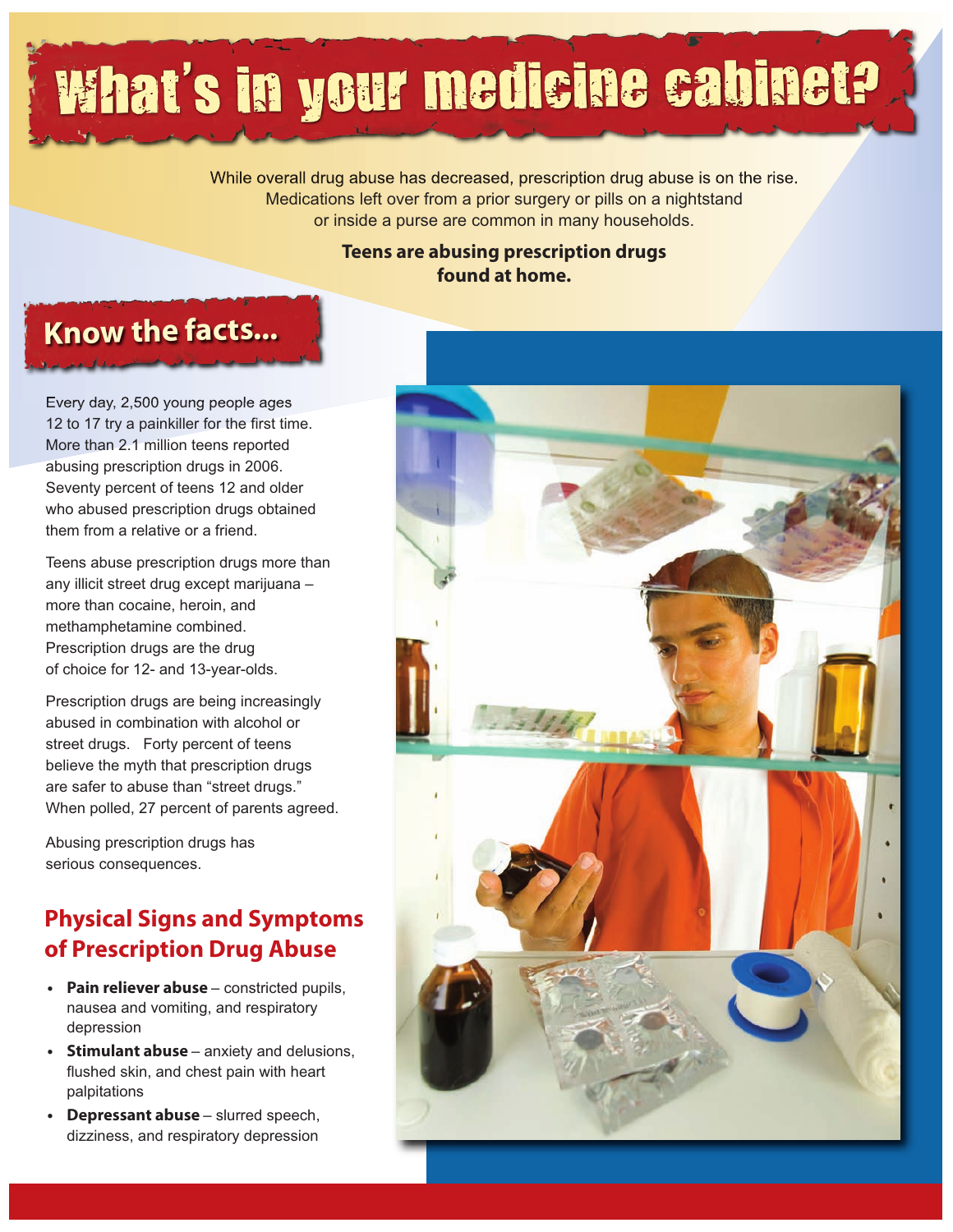# What's in your medicine cabinet?

While overall drug abuse has decreased, prescription drug abuse is on the rise. Medications left over from a prior surgery or pills on a nightstand or inside a purse are common in many households.

**Teens are abusing prescription drugs found at home.**

## Know the facts...

Every day, 2,500 young people ages 12 to 17 try a painkiller for the first time. More than 2.1 million teens reported abusing prescription drugs in 2006. Seventy percent of teens 12 and older who abused prescription drugs obtained them from a relative or a friend.

Teens abuse prescription drugs more than any illicit street drug except marijuana – more than cocaine, heroin, and methamphetamine combined. Prescription drugs are the drug of choice for 12- and 13-year-olds.

Prescription drugs are being increasingly abused in combination with alcohol or street drugs. Forty percent of teens believe the myth that prescription drugs are safer to abuse than "street drugs." When polled, 27 percent of parents agreed.

Abusing prescription drugs has serious consequences.

## Physical Signs and Symptoms of Prescription Drug Abuse

- **Pain reliever abuse** – constricted pupils, nausea and vomiting, and respiratory depression
- **Stimulant abuse** – anxiety and delusions, flushed skin, and chest pain with heart palpitations
- **Depressant abuse** – slurred speech, dizziness, and respiratory depression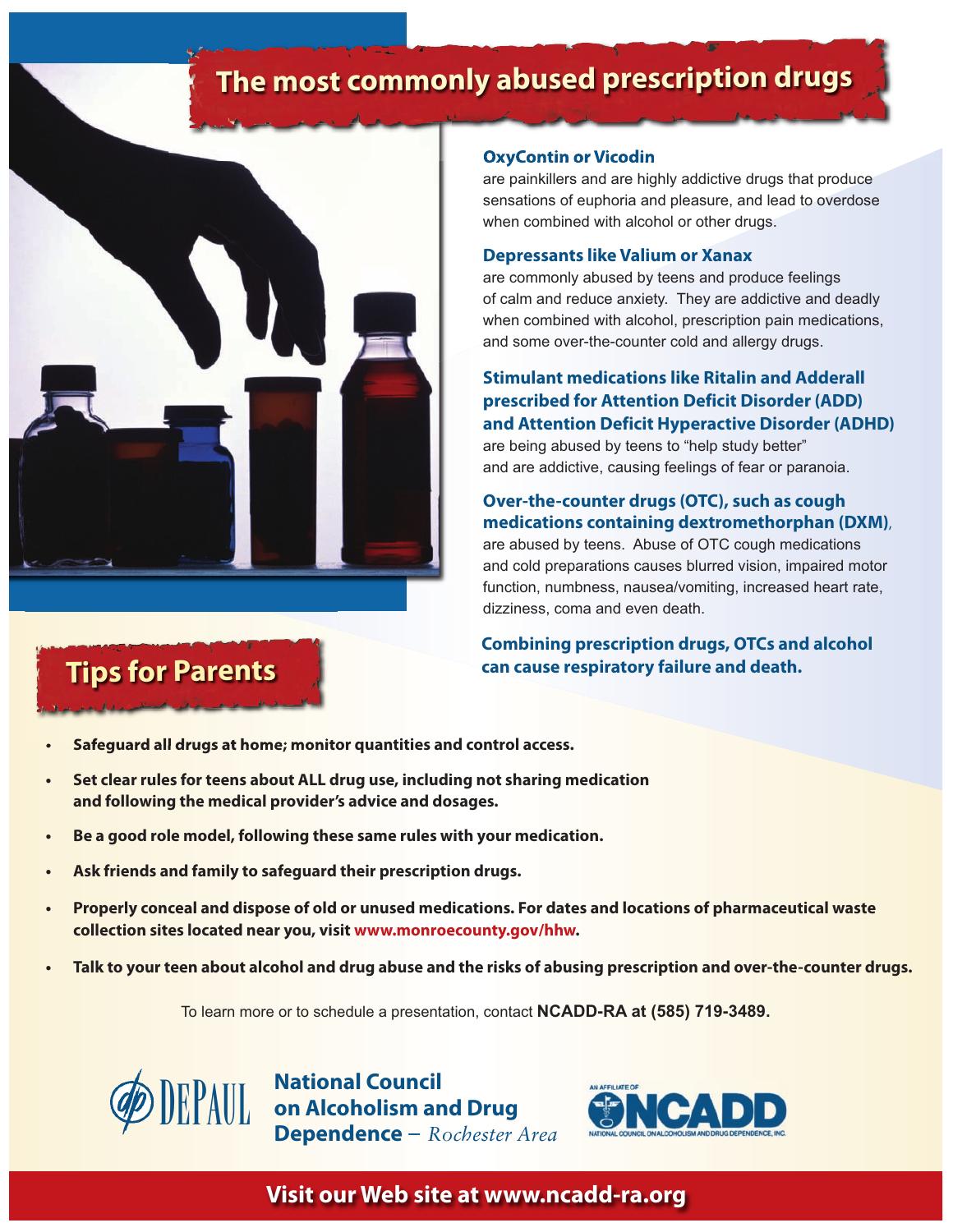# The most commonly abused prescription drugs

**OxyContin or Vicodin**
are painkillers and are highly addictive drugs that produce sensations of euphoria and pleasure, and lead to overdose when combined with alcohol or other drugs.

**Depressants like Valium or Xanax**
are commonly abused by teens and produce feelings of calm and reduce anxiety. They are addictive and deadly when combined with alcohol, prescription pain medications, and some over-the-counter cold and allergy drugs.

**Stimulant medications like Ritalin and Adderall prescribed for Attention Deficit Disorder (ADD) and Attention Deficit Hyperactive Disorder (ADHD)**
are being abused by teens to "help study better" and are addictive, causing feelings of fear or paranoia.

**Over-the-counter drugs (OTC), such as cough medications containing dextromethorphan (DXM)**,
are abused by teens. Abuse of OTC cough medications and cold preparations causes blurred vision, impaired motor function, numbness, nausea/vomiting, increased heart rate, dizziness, coma and even death.

**Combining prescription drugs, OTCs and alcohol can cause respiratory failure and death.**

## Tips for Parents

- **Safeguard all drugs at home; monitor quantities and control access.**
- **Set clear rules for teens about ALL drug use, including not sharing medication and following the medical provider's advice and dosages.**
- **Be a good role model, following these same rules with your medication.**
- **Ask friends and family to safeguard their prescription drugs.**
- **Properly conceal and dispose of old or unused medications. For dates and locations of pharmaceutical waste collection sites located near you, visit www.monroecounty.gov/hhw.**
- **Talk to your teen about alcohol and drug abuse and the risks of abusing prescription and over-the-counter drugs.**

To learn more or to schedule a presentation, contact **NCADD-RA at (585) 719-3489.**

DePaul

**National Council on Alcoholism and Drug Dependence** – *Rochester Area*

An affiliate of NCADD – National Council on Alcoholism and Drug Dependence, Inc.

**Visit our Web site at www.ncadd-ra.org**